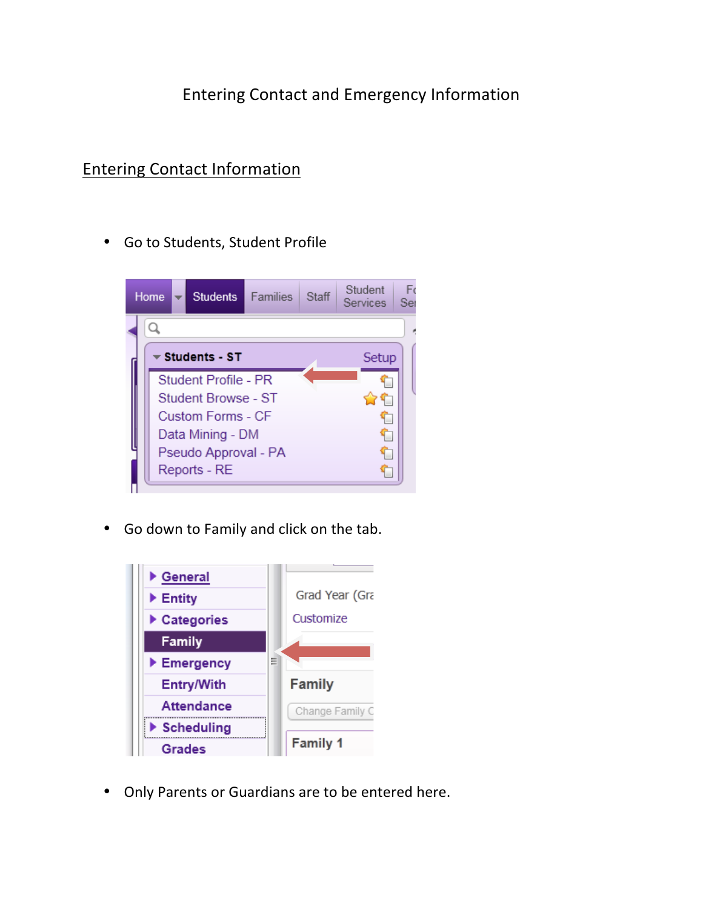# Entering Contact and Emergency Information

## Entering Contact Information

- Go to Students, Student Profile

- Go down to Family and click on the tab.

- Only Parents or Guardians are to be entered here.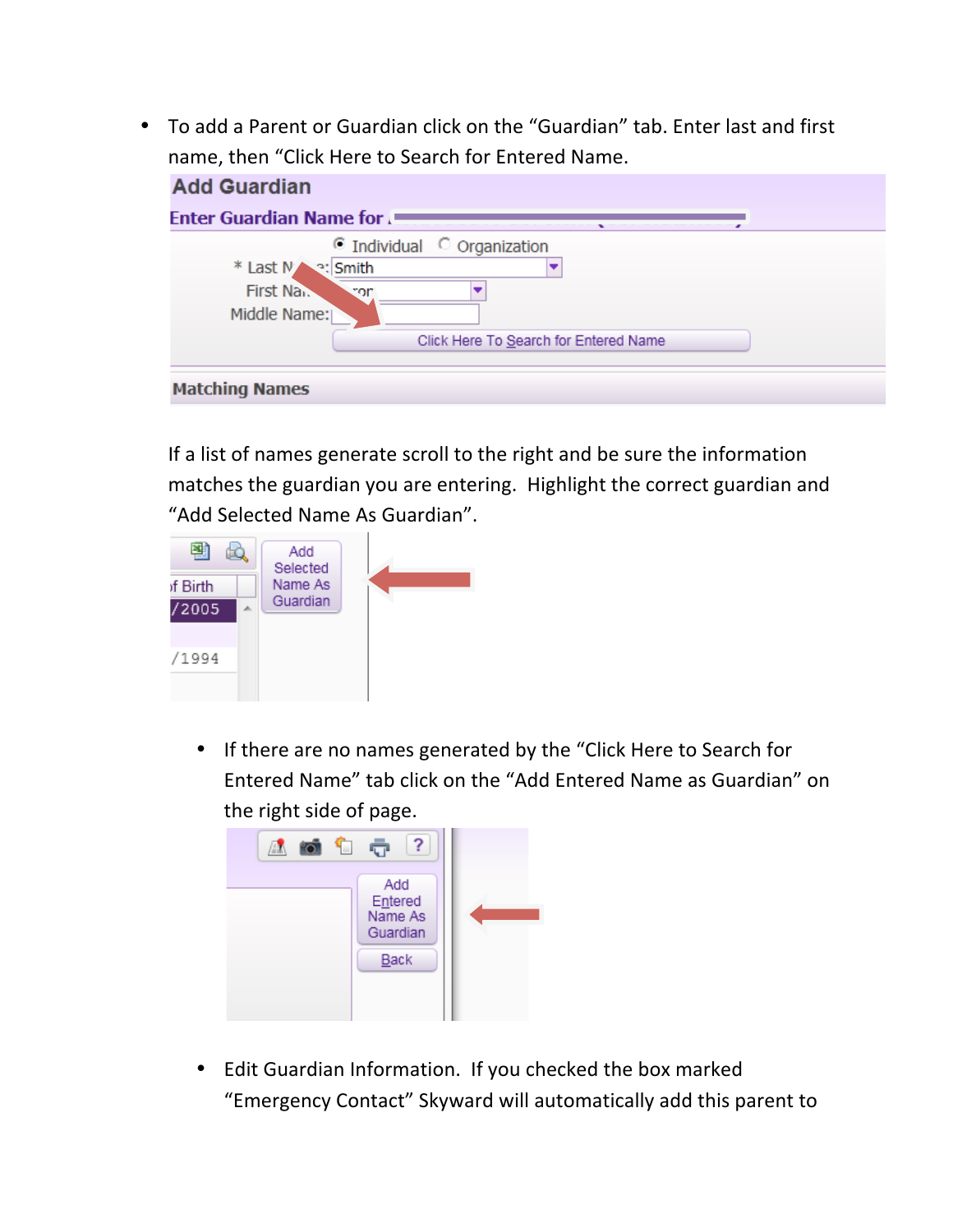- To add a Parent or Guardian click on the “Guardian” tab. Enter last and first name, then “Click Here to Search for Entered Name.

If a list of names generate scroll to the right and be sure the information matches the guardian you are entering. Highlight the correct guardian and “Add Selected Name As Guardian”.

- If there are no names generated by the “Click Here to Search for Entered Name” tab click on the “Add Entered Name as Guardian” on the right side of page.

- Edit Guardian Information. If you checked the box marked “Emergency Contact” Skyward will automatically add this parent to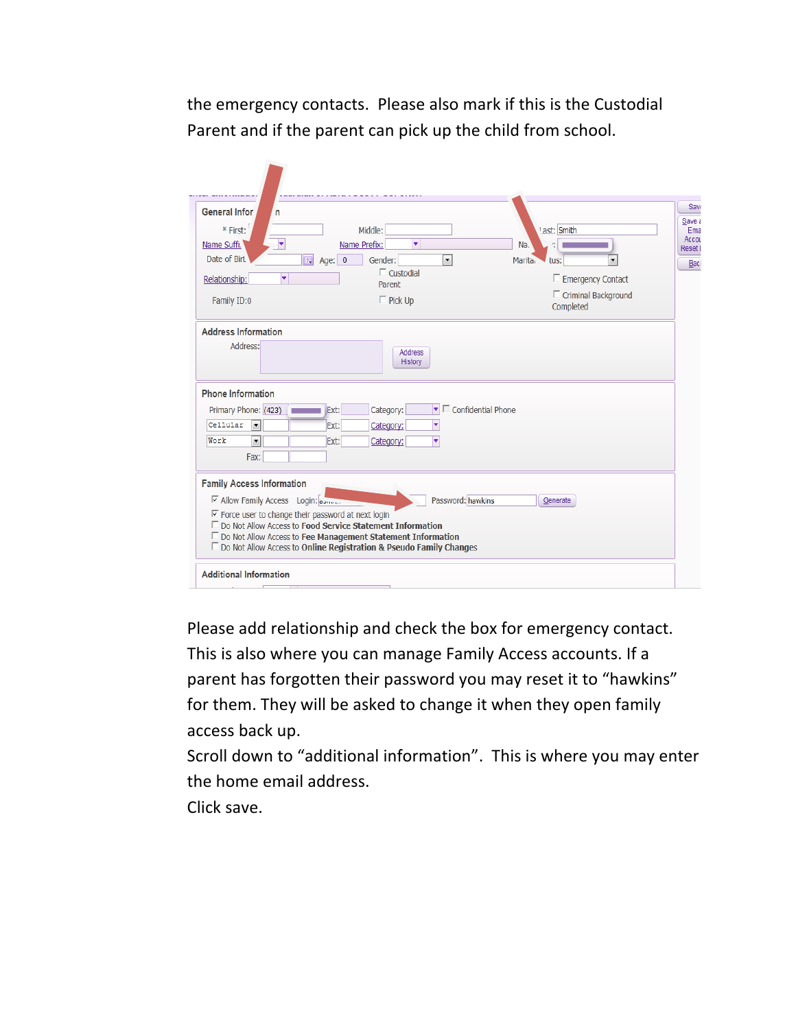the emergency contacts. Please also mark if this is the Custodial Parent and if the parent can pick up the child from school.

Please add relationship and check the box for emergency contact. This is also where you can manage Family Access accounts. If a parent has forgotten their password you may reset it to "hawkins" for them. They will be asked to change it when they open family access back up.

Scroll down to "additional information". This is where you may enter the home email address.

Click save.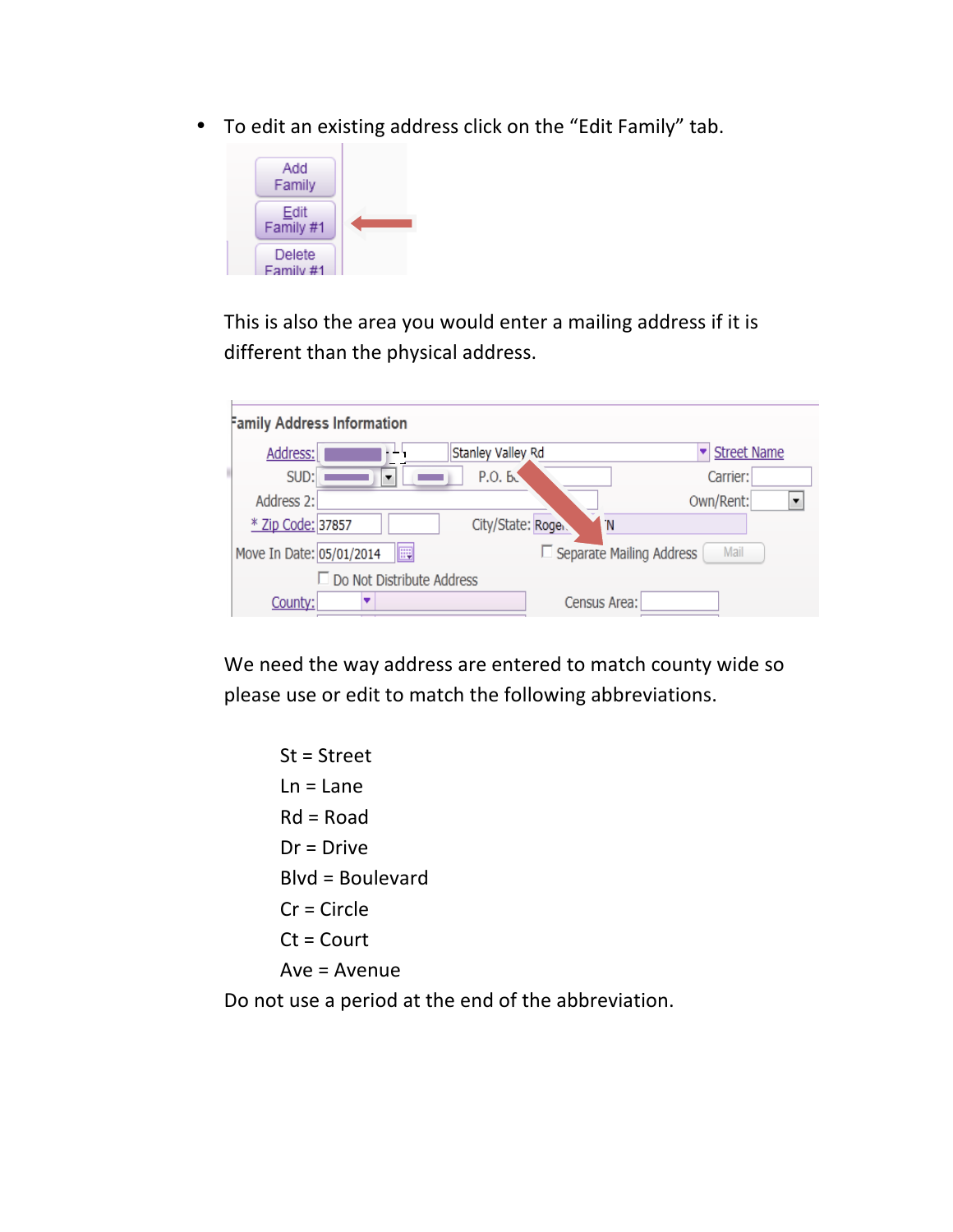- To edit an existing address click on the “Edit Family” tab.

This is also the area you would enter a mailing address if it is different than the physical address.

We need the way address are entered to match county wide so please use or edit to match the following abbreviations.

St = Street
Ln = Lane
Rd = Road
Dr = Drive
Blvd = Boulevard
Cr = Circle
Ct = Court
Ave = Avenue

Do not use a period at the end of the abbreviation.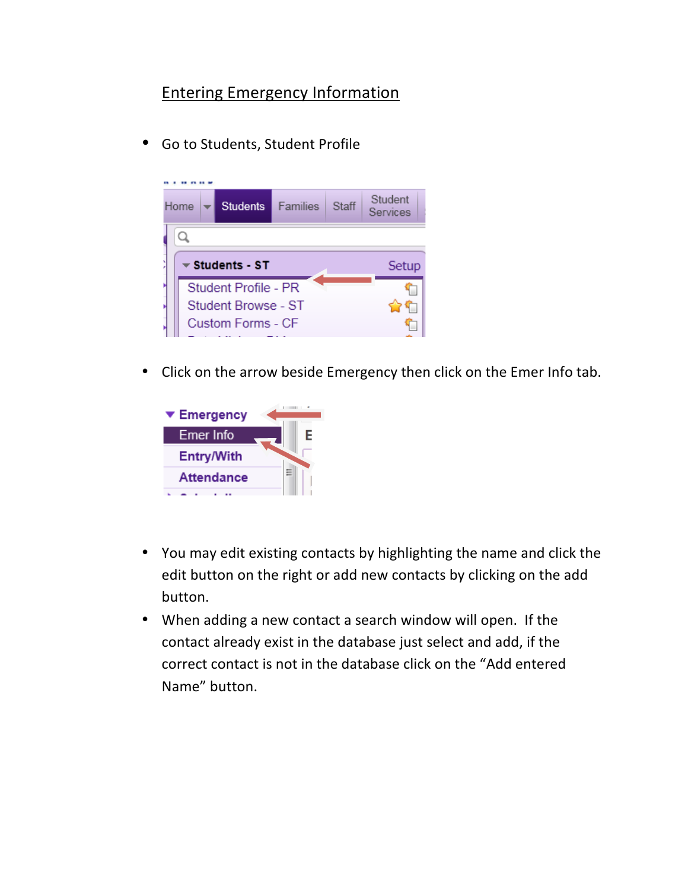## Entering Emergency Information

- Go to Students, Student Profile

- Click on the arrow beside Emergency then click on the Emer Info tab.

- You may edit existing contacts by highlighting the name and click the edit button on the right or add new contacts by clicking on the add button.
- When adding a new contact a search window will open. If the contact already exist in the database just select and add, if the correct contact is not in the database click on the "Add entered Name" button.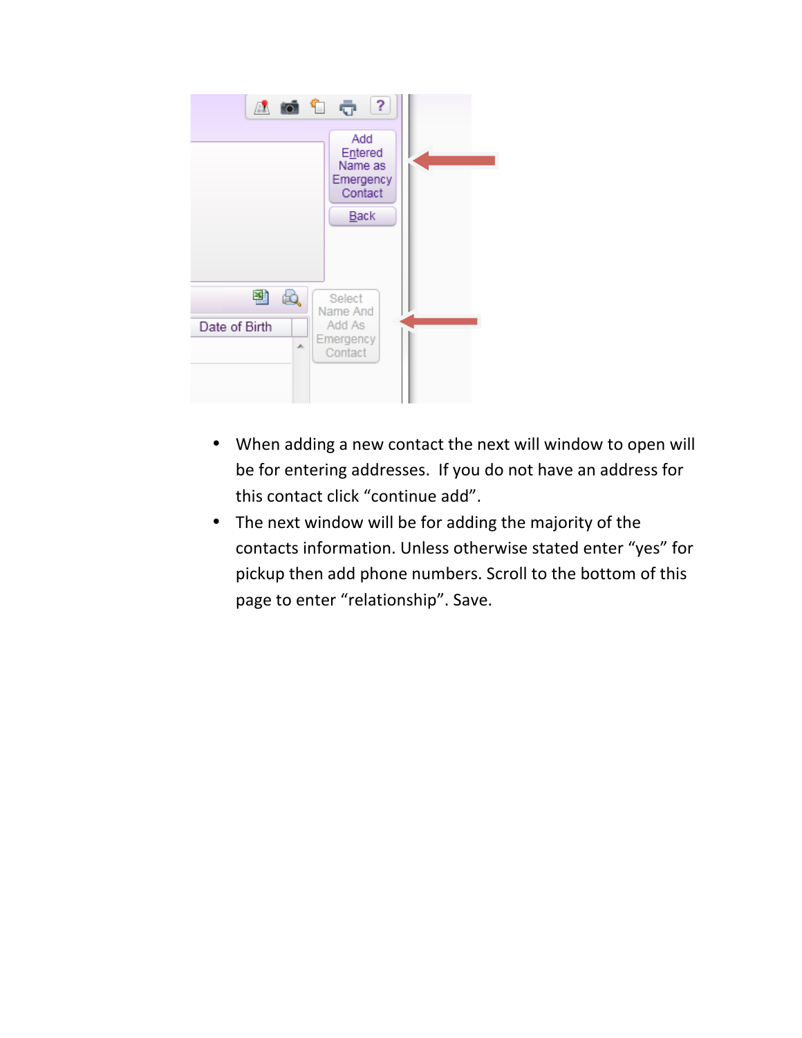- When adding a new contact the next will window to open will be for entering addresses. If you do not have an address for this contact click "continue add".
- The next window will be for adding the majority of the contacts information. Unless otherwise stated enter "yes" for pickup then add phone numbers. Scroll to the bottom of this page to enter "relationship". Save.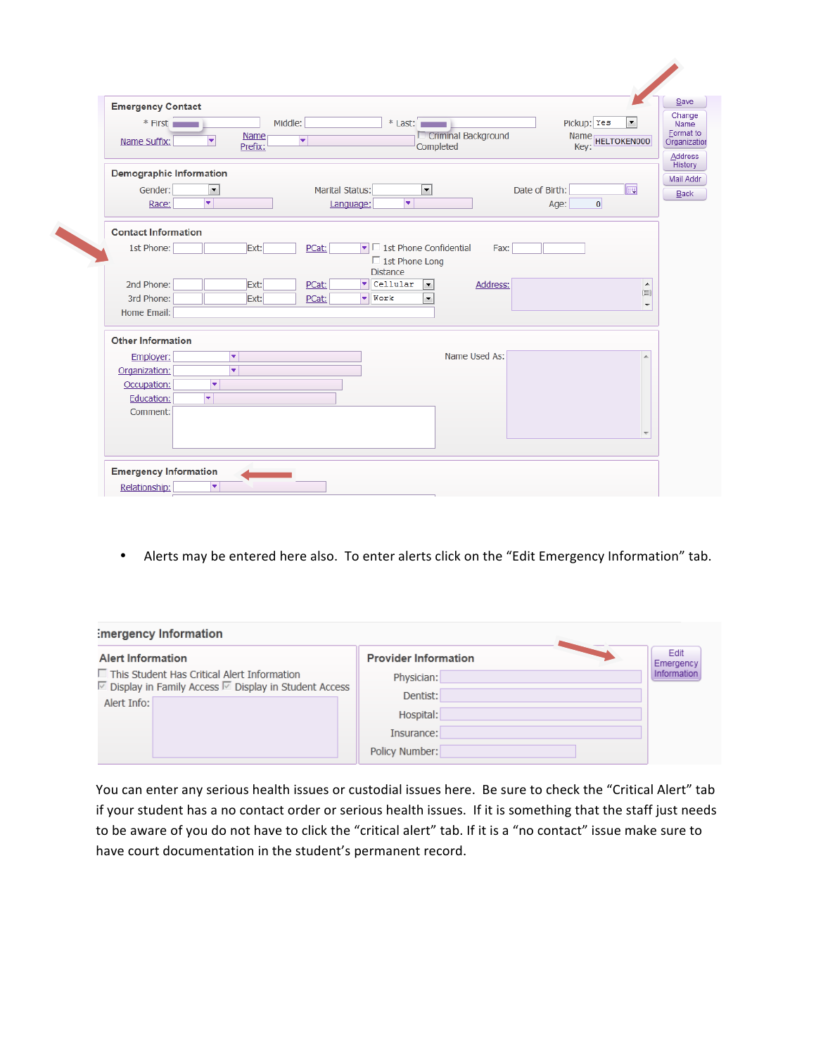Emergency Contact

\* First  Middle:  \* Last:  Pickup: Yes

Name Suffix:  Name Prefix:  Criminal Background Completed  Name Key: HELTOKEN000

Save
Change Name Format to Organization
Address History
Mail Addr
Back

Demographic Information

Gender:  Marital Status:  Date of Birth:

Race:  Language:  Age: 0

Contact Information

1st Phone:  Ext:  PCat:  1st Phone Confidential  Fax:

1st Phone Long Distance

2nd Phone:  Ext:  PCat: Cellular  Address:

3rd Phone:  Ext:  PCat: Work

Home Email:

Other Information

Employer:  Name Used As:

Organization:

Occupation:

Education:

Comment:

Emergency Information

Relationship:

- Alerts may be entered here also. To enter alerts click on the "Edit Emergency Information" tab.

Emergency Information

Alert Information

This Student Has Critical Alert Information

Display in Family Access  Display in Student Access

Alert Info:

Provider Information

Physician:

Dentist:

Hospital:

Insurance:

Policy Number:

Edit Emergency Information

You can enter any serious health issues or custodial issues here. Be sure to check the "Critical Alert" tab if your student has a no contact order or serious health issues. If it is something that the staff just needs to be aware of you do not have to click the "critical alert" tab. If it is a "no contact" issue make sure to have court documentation in the student's permanent record.